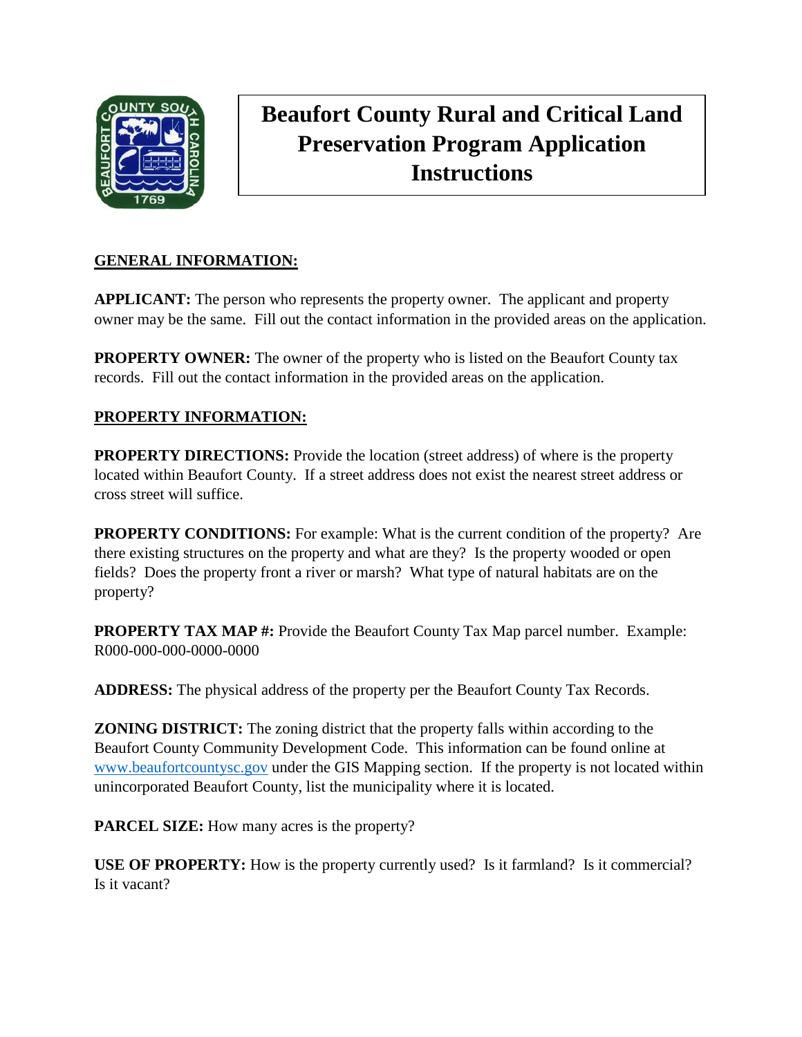# Beaufort County Rural and Critical Land Preservation Program Application Instructions

## GENERAL INFORMATION:

**APPLICANT:** The person who represents the property owner. The applicant and property owner may be the same. Fill out the contact information in the provided areas on the application.

**PROPERTY OWNER:** The owner of the property who is listed on the Beaufort County tax records. Fill out the contact information in the provided areas on the application.

## PROPERTY INFORMATION:

**PROPERTY DIRECTIONS:** Provide the location (street address) of where is the property located within Beaufort County. If a street address does not exist the nearest street address or cross street will suffice.

**PROPERTY CONDITIONS:** For example: What is the current condition of the property? Are there existing structures on the property and what are they? Is the property wooded or open fields? Does the property front a river or marsh? What type of natural habitats are on the property?

**PROPERTY TAX MAP #:** Provide the Beaufort County Tax Map parcel number. Example: R000-000-000-0000-0000

**ADDRESS:** The physical address of the property per the Beaufort County Tax Records.

**ZONING DISTRICT:** The zoning district that the property falls within according to the Beaufort County Community Development Code. This information can be found online at www.beaufortcountysc.gov under the GIS Mapping section. If the property is not located within unincorporated Beaufort County, list the municipality where it is located.

**PARCEL SIZE:** How many acres is the property?

**USE OF PROPERTY:** How is the property currently used? Is it farmland? Is it commercial? Is it vacant?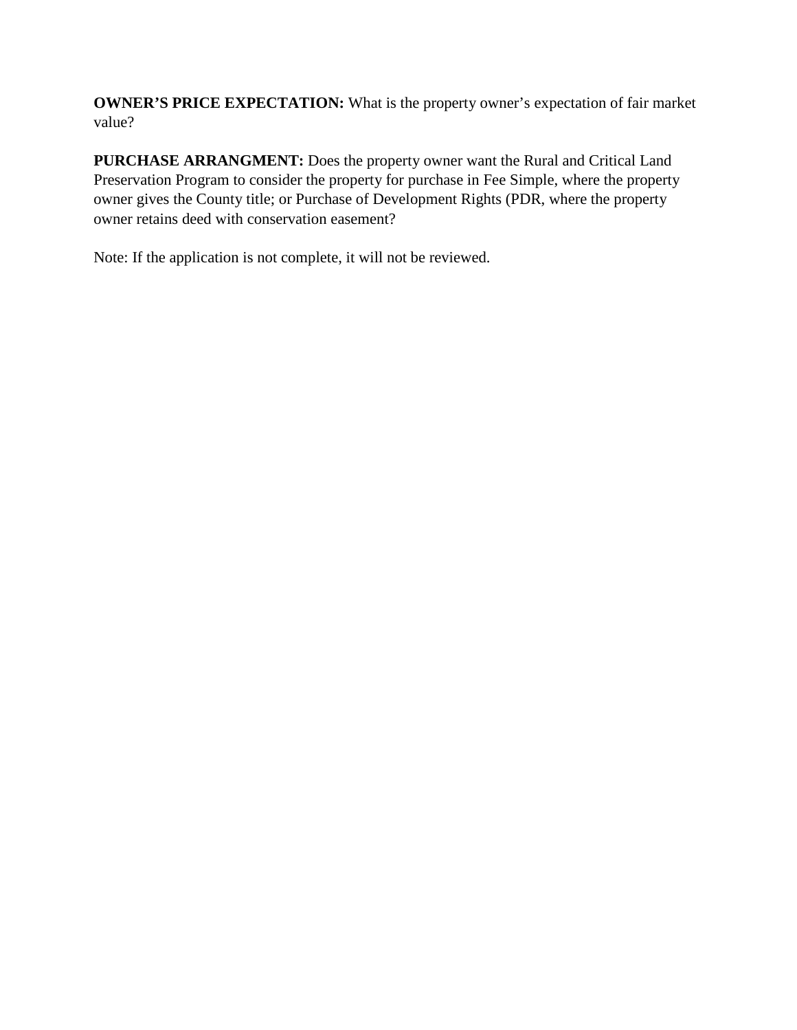**OWNER'S PRICE EXPECTATION:** What is the property owner's expectation of fair market value?

**PURCHASE ARRANGMENT:** Does the property owner want the Rural and Critical Land Preservation Program to consider the property for purchase in Fee Simple, where the property owner gives the County title; or Purchase of Development Rights (PDR, where the property owner retains deed with conservation easement?

Note: If the application is not complete, it will not be reviewed.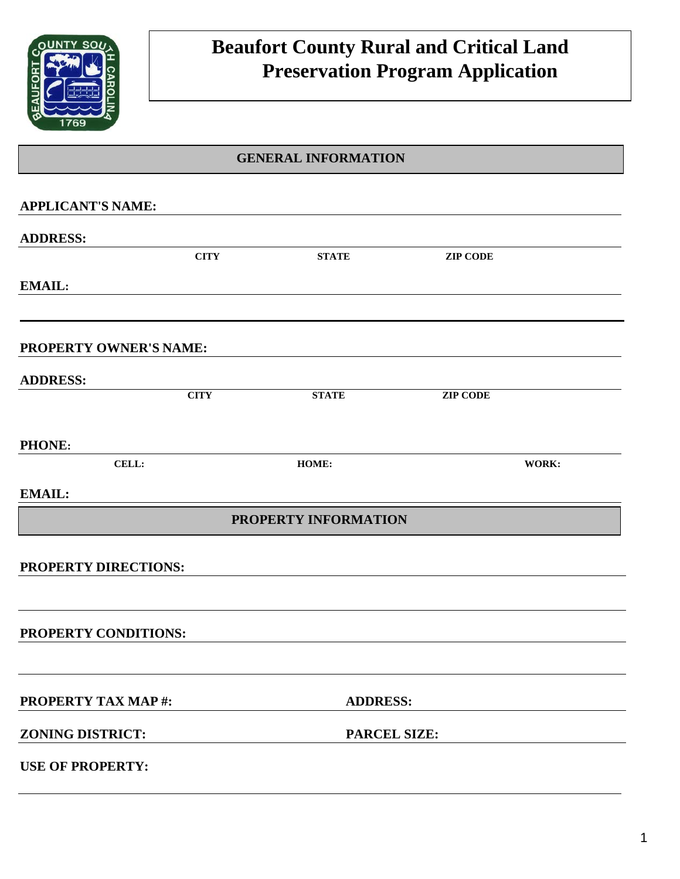# Beaufort County Rural and Critical Land Preservation Program Application

## GENERAL INFORMATION

**APPLICANT'S NAME:**

**ADDRESS:**

**CITY** **STATE** **ZIP CODE**

**EMAIL:**

---

**PROPERTY OWNER'S NAME:**

**ADDRESS:**

**CITY** **STATE** **ZIP CODE**

**PHONE:**

**CELL:** **HOME:** **WORK:**

**EMAIL:**

## PROPERTY INFORMATION

**PROPERTY DIRECTIONS:**

**PROPERTY CONDITIONS:**

**PROPERTY TAX MAP #:** **ADDRESS:**

**ZONING DISTRICT:** **PARCEL SIZE:**

**USE OF PROPERTY:**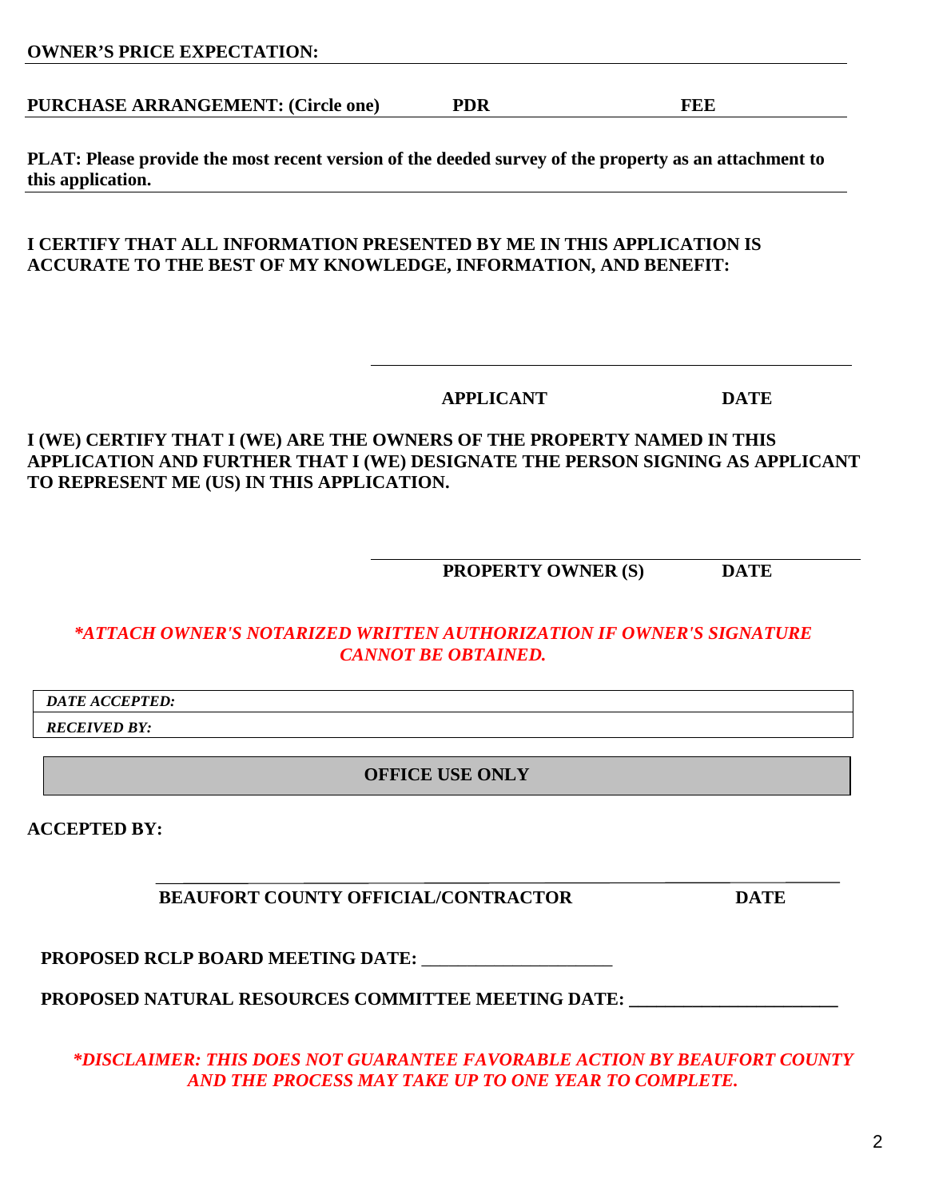**OWNER'S PRICE EXPECTATION:**

**PURCHASE ARRANGEMENT: (Circle one)** **PDR** **FEE**

**PLAT: Please provide the most recent version of the deeded survey of the property as an attachment to this application.**

**I CERTIFY THAT ALL INFORMATION PRESENTED BY ME IN THIS APPLICATION IS ACCURATE TO THE BEST OF MY KNOWLEDGE, INFORMATION, AND BENEFIT:**

\_\_\_\_\_\_\_\_\_\_\_\_\_\_\_\_\_\_\_\_\_\_\_\_\_\_\_\_\_\_\_\_\_\_\_\_\_\_\_\_

**APPLICANT** **DATE**

**I (WE) CERTIFY THAT I (WE) ARE THE OWNERS OF THE PROPERTY NAMED IN THIS APPLICATION AND FURTHER THAT I (WE) DESIGNATE THE PERSON SIGNING AS APPLICANT TO REPRESENT ME (US) IN THIS APPLICATION.**

\_\_\_\_\_\_\_\_\_\_\_\_\_\_\_\_\_\_\_\_\_\_\_\_\_\_\_\_\_\_\_\_\_\_\_\_\_\_\_\_

**PROPERTY OWNER (S)** **DATE**

***\*ATTACH OWNER'S NOTARIZED WRITTEN AUTHORIZATION IF OWNER'S SIGNATURE CANNOT BE OBTAINED.***

| | |
|---|---|
| ***DATE ACCEPTED:*** | |
| ***RECEIVED BY:*** | |

**OFFICE USE ONLY**

**ACCEPTED BY:**

\_\_\_\_\_\_\_\_\_\_\_\_\_\_\_\_\_\_\_\_\_\_\_\_\_\_\_\_\_\_\_\_\_\_\_\_\_\_\_\_\_\_\_\_\_\_\_\_\_\_

**BEAUFORT COUNTY OFFICIAL/CONTRACTOR** **DATE**

**PROPOSED RCLP BOARD MEETING DATE:** \_\_\_\_\_\_\_\_\_\_\_\_\_\_\_\_\_\_\_\_\_\_

**PROPOSED NATURAL RESOURCES COMMITTEE MEETING DATE:** \_\_\_\_\_\_\_\_\_\_\_\_\_\_\_\_\_\_\_\_\_\_

***\*DISCLAIMER: THIS DOES NOT GUARANTEE FAVORABLE ACTION BY BEAUFORT COUNTY AND THE PROCESS MAY TAKE UP TO ONE YEAR TO COMPLETE.***